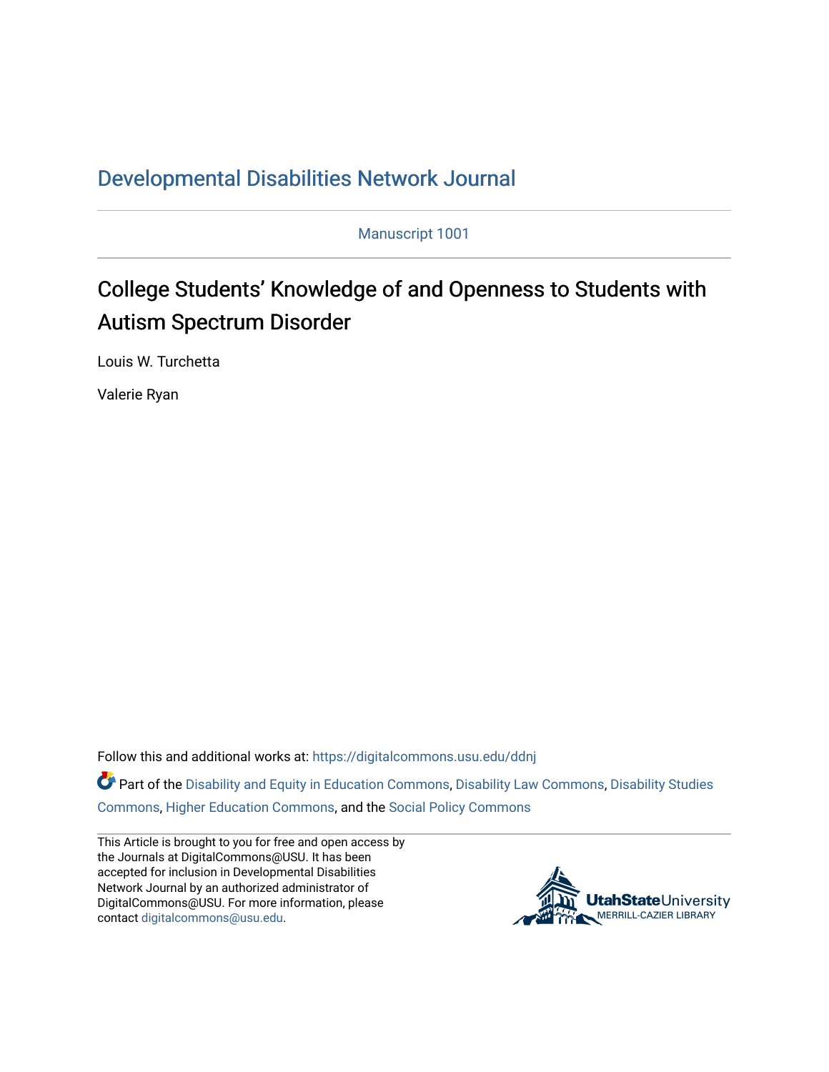# Developmental Disabilities Network Journal

Manuscript 1001

## College Students' Knowledge of and Openness to Students with Autism Spectrum Disorder

Louis W. Turchetta

Valerie Ryan

Follow this and additional works at: https://digitalcommons.usu.edu/ddnj

Part of the Disability and Equity in Education Commons, Disability Law Commons, Disability Studies Commons, Higher Education Commons, and the Social Policy Commons

This Article is brought to you for free and open access by the Journals at DigitalCommons@USU. It has been accepted for inclusion in Developmental Disabilities Network Journal by an authorized administrator of DigitalCommons@USU. For more information, please contact digitalcommons@usu.edu.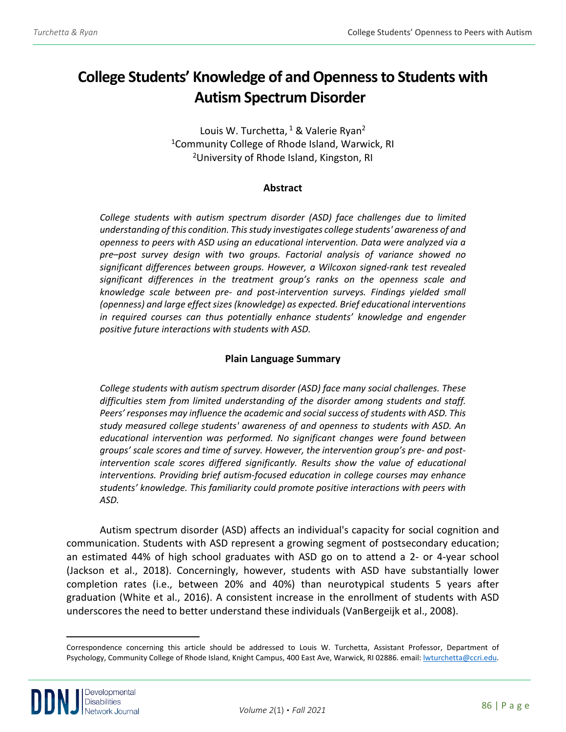# College Students' Knowledge of and Openness to Students with Autism Spectrum Disorder

Louis W. Turchetta, [1] & Valerie Ryan[2]
[1]Community College of Rhode Island, Warwick, RI
[2]University of Rhode Island, Kingston, RI

## Abstract

*College students with autism spectrum disorder (ASD) face challenges due to limited understanding of this condition. This study investigates college students' awareness of and openness to peers with ASD using an educational intervention. Data were analyzed via a pre–post survey design with two groups. Factorial analysis of variance showed no significant differences between groups. However, a Wilcoxon signed-rank test revealed significant differences in the treatment group's ranks on the openness scale and knowledge scale between pre- and post-intervention surveys. Findings yielded small (openness) and large effect sizes (knowledge) as expected. Brief educational interventions in required courses can thus potentially enhance students' knowledge and engender positive future interactions with students with ASD.*

## Plain Language Summary

*College students with autism spectrum disorder (ASD) face many social challenges. These difficulties stem from limited understanding of the disorder among students and staff. Peers' responses may influence the academic and social success of students with ASD. This study measured college students' awareness of and openness to students with ASD. An educational intervention was performed. No significant changes were found between groups' scale scores and time of survey. However, the intervention group's pre- and post-intervention scale scores differed significantly. Results show the value of educational interventions. Providing brief autism-focused education in college courses may enhance students' knowledge. This familiarity could promote positive interactions with peers with ASD.*

Autism spectrum disorder (ASD) affects an individual's capacity for social cognition and communication. Students with ASD represent a growing segment of postsecondary education; an estimated 44% of high school graduates with ASD go on to attend a 2- or 4-year school (Jackson et al., 2018). Concerningly, however, students with ASD have substantially lower completion rates (i.e., between 20% and 40%) than neurotypical students 5 years after graduation (White et al., 2016). A consistent increase in the enrollment of students with ASD underscores the need to better understand these individuals (VanBergeijk et al., 2008).

---

Correspondence concerning this article should be addressed to Louis W. Turchetta, Assistant Professor, Department of Psychology, Community College of Rhode Island, Knight Campus, 400 East Ave, Warwick, RI 02886. email: lwturchetta@ccri.edu.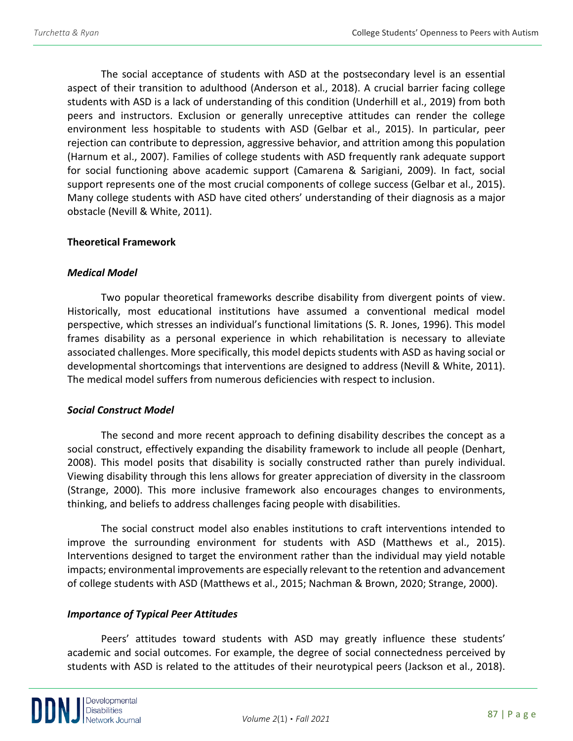The social acceptance of students with ASD at the postsecondary level is an essential aspect of their transition to adulthood (Anderson et al., 2018). A crucial barrier facing college students with ASD is a lack of understanding of this condition (Underhill et al., 2019) from both peers and instructors. Exclusion or generally unreceptive attitudes can render the college environment less hospitable to students with ASD (Gelbar et al., 2015). In particular, peer rejection can contribute to depression, aggressive behavior, and attrition among this population (Harnum et al., 2007). Families of college students with ASD frequently rank adequate support for social functioning above academic support (Camarena & Sarigiani, 2009). In fact, social support represents one of the most crucial components of college success (Gelbar et al., 2015). Many college students with ASD have cited others' understanding of their diagnosis as a major obstacle (Nevill & White, 2011).

## Theoretical Framework

### *Medical Model*

Two popular theoretical frameworks describe disability from divergent points of view. Historically, most educational institutions have assumed a conventional medical model perspective, which stresses an individual's functional limitations (S. R. Jones, 1996). This model frames disability as a personal experience in which rehabilitation is necessary to alleviate associated challenges. More specifically, this model depicts students with ASD as having social or developmental shortcomings that interventions are designed to address (Nevill & White, 2011). The medical model suffers from numerous deficiencies with respect to inclusion.

### *Social Construct Model*

The second and more recent approach to defining disability describes the concept as a social construct, effectively expanding the disability framework to include all people (Denhart, 2008). This model posits that disability is socially constructed rather than purely individual. Viewing disability through this lens allows for greater appreciation of diversity in the classroom (Strange, 2000). This more inclusive framework also encourages changes to environments, thinking, and beliefs to address challenges facing people with disabilities.

The social construct model also enables institutions to craft interventions intended to improve the surrounding environment for students with ASD (Matthews et al., 2015). Interventions designed to target the environment rather than the individual may yield notable impacts; environmental improvements are especially relevant to the retention and advancement of college students with ASD (Matthews et al., 2015; Nachman & Brown, 2020; Strange, 2000).

### *Importance of Typical Peer Attitudes*

Peers' attitudes toward students with ASD may greatly influence these students' academic and social outcomes. For example, the degree of social connectedness perceived by students with ASD is related to the attitudes of their neurotypical peers (Jackson et al., 2018).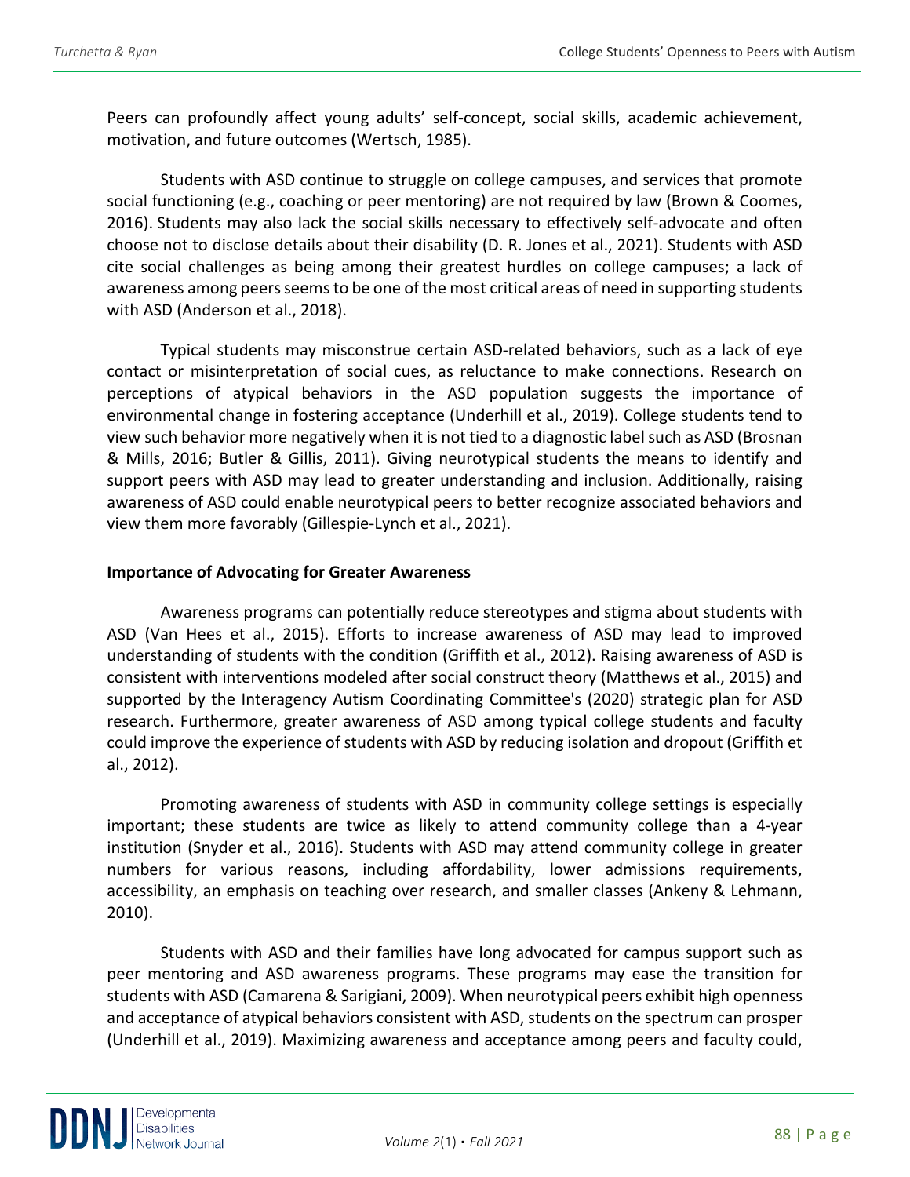Peers can profoundly affect young adults' self-concept, social skills, academic achievement, motivation, and future outcomes (Wertsch, 1985).

Students with ASD continue to struggle on college campuses, and services that promote social functioning (e.g., coaching or peer mentoring) are not required by law (Brown & Coomes, 2016). Students may also lack the social skills necessary to effectively self-advocate and often choose not to disclose details about their disability (D. R. Jones et al., 2021). Students with ASD cite social challenges as being among their greatest hurdles on college campuses; a lack of awareness among peers seems to be one of the most critical areas of need in supporting students with ASD (Anderson et al., 2018).

Typical students may misconstrue certain ASD-related behaviors, such as a lack of eye contact or misinterpretation of social cues, as reluctance to make connections. Research on perceptions of atypical behaviors in the ASD population suggests the importance of environmental change in fostering acceptance (Underhill et al., 2019). College students tend to view such behavior more negatively when it is not tied to a diagnostic label such as ASD (Brosnan & Mills, 2016; Butler & Gillis, 2011). Giving neurotypical students the means to identify and support peers with ASD may lead to greater understanding and inclusion. Additionally, raising awareness of ASD could enable neurotypical peers to better recognize associated behaviors and view them more favorably (Gillespie-Lynch et al., 2021).

**Importance of Advocating for Greater Awareness**

Awareness programs can potentially reduce stereotypes and stigma about students with ASD (Van Hees et al., 2015). Efforts to increase awareness of ASD may lead to improved understanding of students with the condition (Griffith et al., 2012). Raising awareness of ASD is consistent with interventions modeled after social construct theory (Matthews et al., 2015) and supported by the Interagency Autism Coordinating Committee's (2020) strategic plan for ASD research. Furthermore, greater awareness of ASD among typical college students and faculty could improve the experience of students with ASD by reducing isolation and dropout (Griffith et al., 2012).

Promoting awareness of students with ASD in community college settings is especially important; these students are twice as likely to attend community college than a 4-year institution (Snyder et al., 2016). Students with ASD may attend community college in greater numbers for various reasons, including affordability, lower admissions requirements, accessibility, an emphasis on teaching over research, and smaller classes (Ankeny & Lehmann, 2010).

Students with ASD and their families have long advocated for campus support such as peer mentoring and ASD awareness programs. These programs may ease the transition for students with ASD (Camarena & Sarigiani, 2009). When neurotypical peers exhibit high openness and acceptance of atypical behaviors consistent with ASD, students on the spectrum can prosper (Underhill et al., 2019). Maximizing awareness and acceptance among peers and faculty could,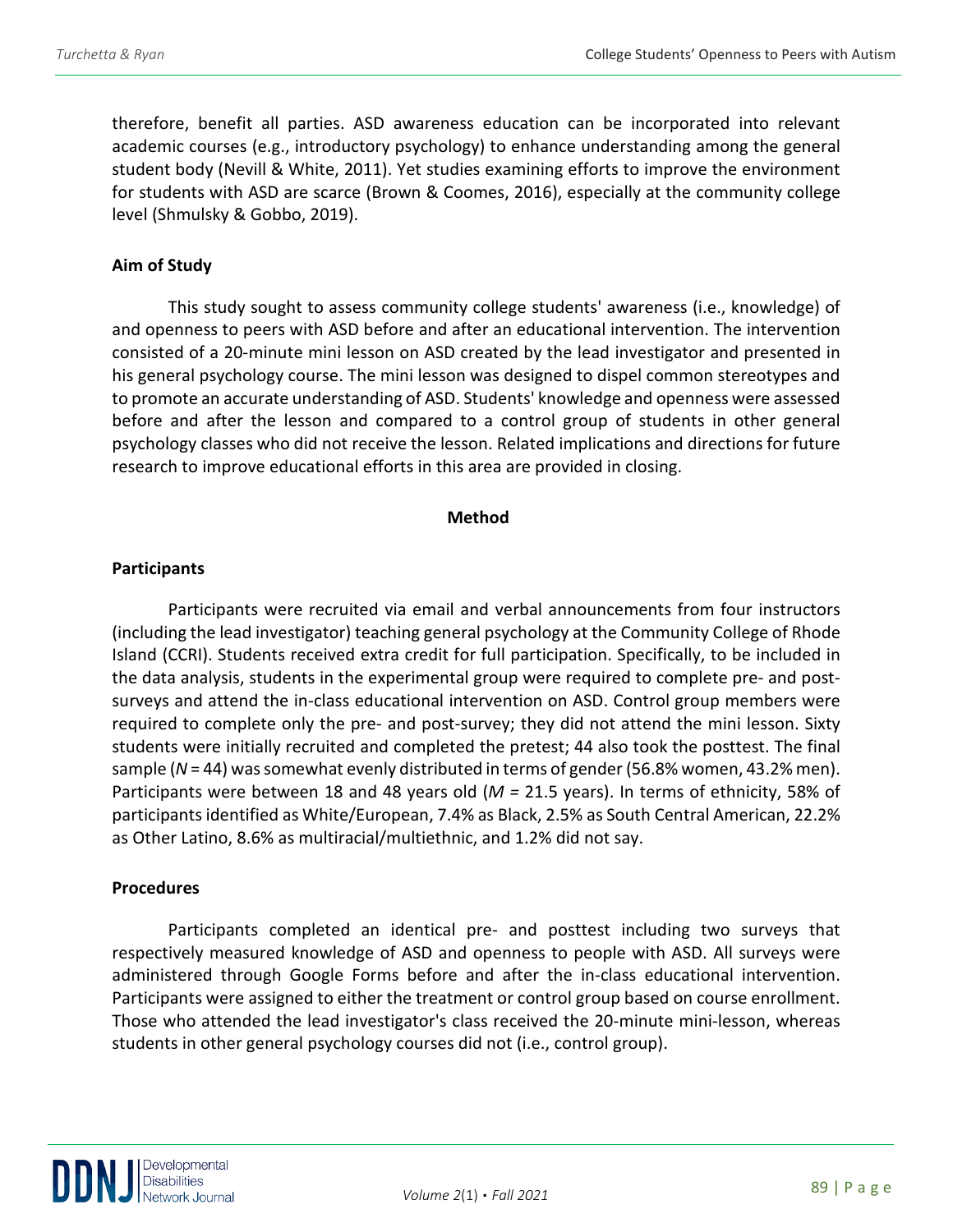therefore, benefit all parties. ASD awareness education can be incorporated into relevant academic courses (e.g., introductory psychology) to enhance understanding among the general student body (Nevill & White, 2011). Yet studies examining efforts to improve the environment for students with ASD are scarce (Brown & Coomes, 2016), especially at the community college level (Shmulsky & Gobbo, 2019).

## Aim of Study

This study sought to assess community college students' awareness (i.e., knowledge) of and openness to peers with ASD before and after an educational intervention. The intervention consisted of a 20-minute mini lesson on ASD created by the lead investigator and presented in his general psychology course. The mini lesson was designed to dispel common stereotypes and to promote an accurate understanding of ASD. Students' knowledge and openness were assessed before and after the lesson and compared to a control group of students in other general psychology classes who did not receive the lesson. Related implications and directions for future research to improve educational efforts in this area are provided in closing.

# Method

## Participants

Participants were recruited via email and verbal announcements from four instructors (including the lead investigator) teaching general psychology at the Community College of Rhode Island (CCRI). Students received extra credit for full participation. Specifically, to be included in the data analysis, students in the experimental group were required to complete pre- and post-surveys and attend the in-class educational intervention on ASD. Control group members were required to complete only the pre- and post-survey; they did not attend the mini lesson. Sixty students were initially recruited and completed the pretest; 44 also took the posttest. The final sample ($N = 44$) was somewhat evenly distributed in terms of gender (56.8% women, 43.2% men). Participants were between 18 and 48 years old ($M = 21.5$ years). In terms of ethnicity, 58% of participants identified as White/European, 7.4% as Black, 2.5% as South Central American, 22.2% as Other Latino, 8.6% as multiracial/multiethnic, and 1.2% did not say.

## Procedures

Participants completed an identical pre- and posttest including two surveys that respectively measured knowledge of ASD and openness to people with ASD. All surveys were administered through Google Forms before and after the in-class educational intervention. Participants were assigned to either the treatment or control group based on course enrollment. Those who attended the lead investigator's class received the 20-minute mini-lesson, whereas students in other general psychology courses did not (i.e., control group).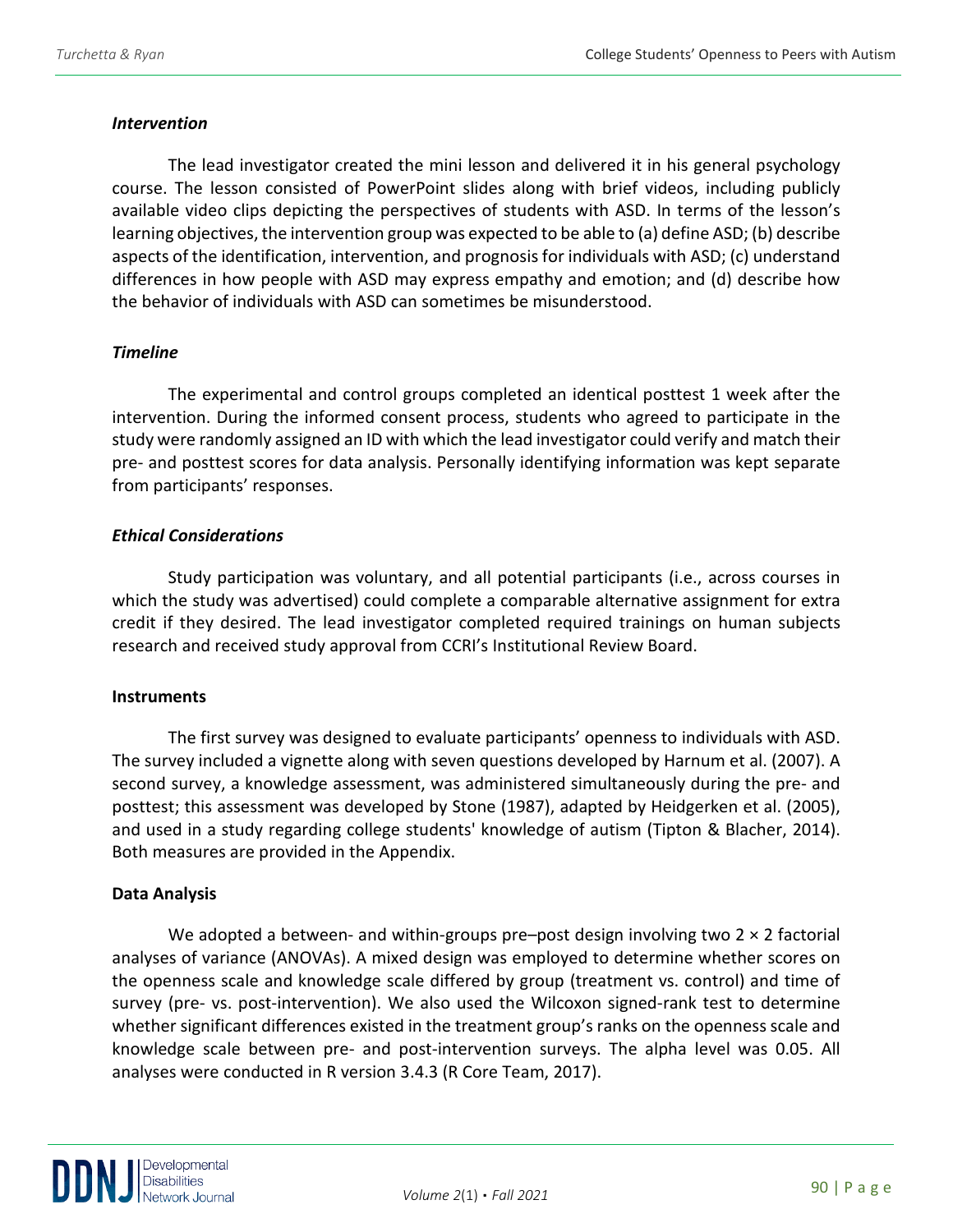### *Intervention*

The lead investigator created the mini lesson and delivered it in his general psychology course. The lesson consisted of PowerPoint slides along with brief videos, including publicly available video clips depicting the perspectives of students with ASD. In terms of the lesson's learning objectives, the intervention group was expected to be able to (a) define ASD; (b) describe aspects of the identification, intervention, and prognosis for individuals with ASD; (c) understand differences in how people with ASD may express empathy and emotion; and (d) describe how the behavior of individuals with ASD can sometimes be misunderstood.

### *Timeline*

The experimental and control groups completed an identical posttest 1 week after the intervention. During the informed consent process, students who agreed to participate in the study were randomly assigned an ID with which the lead investigator could verify and match their pre- and posttest scores for data analysis. Personally identifying information was kept separate from participants' responses.

### *Ethical Considerations*

Study participation was voluntary, and all potential participants (i.e., across courses in which the study was advertised) could complete a comparable alternative assignment for extra credit if they desired. The lead investigator completed required trainings on human subjects research and received study approval from CCRI's Institutional Review Board.

## Instruments

The first survey was designed to evaluate participants' openness to individuals with ASD. The survey included a vignette along with seven questions developed by Harnum et al. (2007). A second survey, a knowledge assessment, was administered simultaneously during the pre- and posttest; this assessment was developed by Stone (1987), adapted by Heidgerken et al. (2005), and used in a study regarding college students' knowledge of autism (Tipton & Blacher, 2014). Both measures are provided in the Appendix.

## Data Analysis

We adopted a between- and within-groups pre–post design involving two $2 \times 2$ factorial analyses of variance (ANOVAs). A mixed design was employed to determine whether scores on the openness scale and knowledge scale differed by group (treatment vs. control) and time of survey (pre- vs. post-intervention). We also used the Wilcoxon signed-rank test to determine whether significant differences existed in the treatment group's ranks on the openness scale and knowledge scale between pre- and post-intervention surveys. The alpha level was 0.05. All analyses were conducted in R version 3.4.3 (R Core Team, 2017).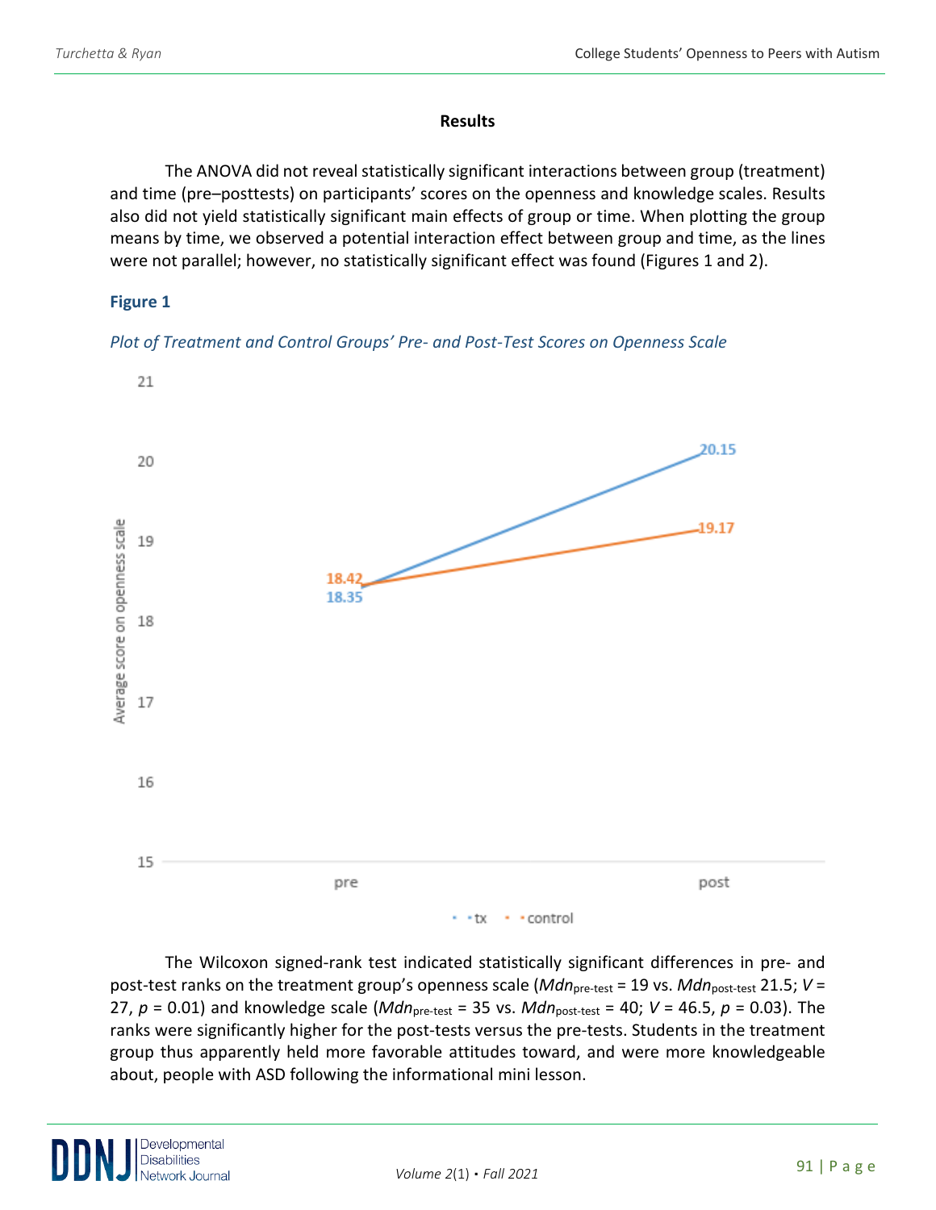## Results

The ANOVA did not reveal statistically significant interactions between group (treatment) and time (pre–posttests) on participants' scores on the openness and knowledge scales. Results also did not yield statistically significant main effects of group or time. When plotting the group means by time, we observed a potential interaction effect between group and time, as the lines were not parallel; however, no statistically significant effect was found (Figures 1 and 2).

**Figure 1**

*Plot of Treatment and Control Groups' Pre- and Post-Test Scores on Openness Scale*

| Group | pre | post |
|---|---|---|
| tx | 18.35 | 20.15 |
| control | 18.42 | 19.17 |

The Wilcoxon signed-rank test indicated statistically significant differences in pre- and post-test ranks on the treatment group's openness scale ($Mdn_{\text{pre-test}}$ = 19 vs. $Mdn_{\text{post-test}}$ 21.5; $V$ = 27, $p$ = 0.01) and knowledge scale ($Mdn_{\text{pre-test}}$ = 35 vs. $Mdn_{\text{post-test}}$ = 40; $V$ = 46.5, $p$ = 0.03). The ranks were significantly higher for the post-tests versus the pre-tests. Students in the treatment group thus apparently held more favorable attitudes toward, and were more knowledgeable about, people with ASD following the informational mini lesson.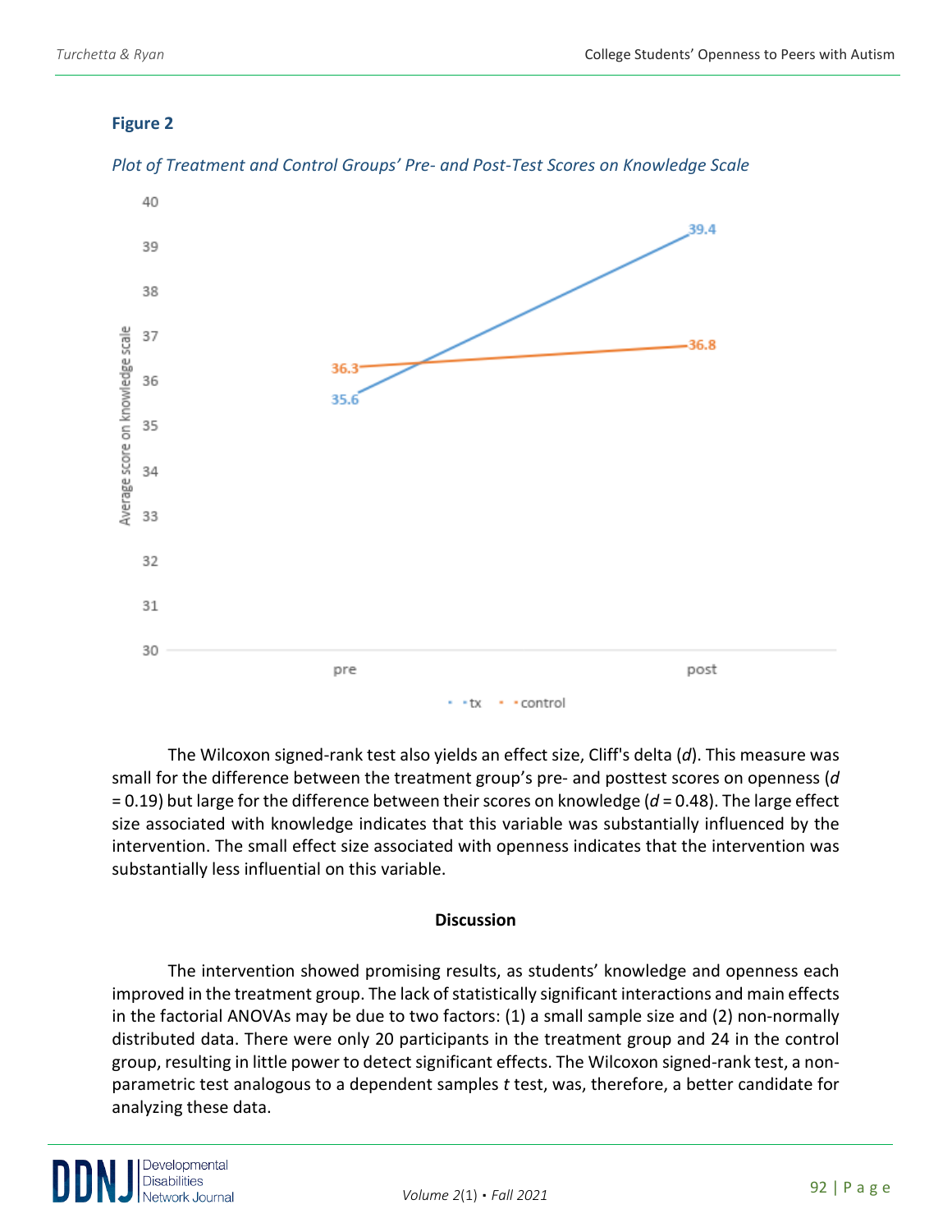**Figure 2**

*Plot of Treatment and Control Groups' Pre- and Post-Test Scores on Knowledge Scale*

The Wilcoxon signed-rank test also yields an effect size, Cliff's delta ($d$). This measure was small for the difference between the treatment group's pre- and posttest scores on openness ($d = 0.19$) but large for the difference between their scores on knowledge ($d = 0.48$). The large effect size associated with knowledge indicates that this variable was substantially influenced by the intervention. The small effect size associated with openness indicates that the intervention was substantially less influential on this variable.

**Discussion**

The intervention showed promising results, as students' knowledge and openness each improved in the treatment group. The lack of statistically significant interactions and main effects in the factorial ANOVAs may be due to two factors: (1) a small sample size and (2) non-normally distributed data. There were only 20 participants in the treatment group and 24 in the control group, resulting in little power to detect significant effects. The Wilcoxon signed-rank test, a non-parametric test analogous to a dependent samples $t$ test, was, therefore, a better candidate for analyzing these data.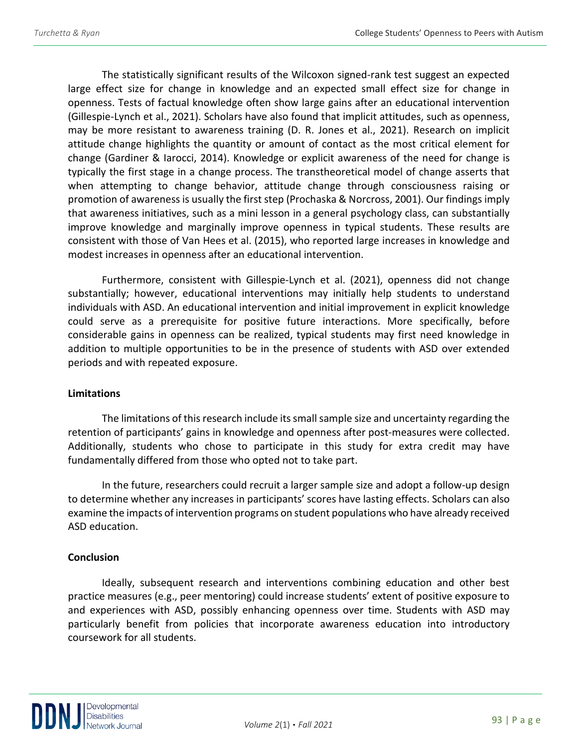The statistically significant results of the Wilcoxon signed-rank test suggest an expected large effect size for change in knowledge and an expected small effect size for change in openness. Tests of factual knowledge often show large gains after an educational intervention (Gillespie-Lynch et al., 2021). Scholars have also found that implicit attitudes, such as openness, may be more resistant to awareness training (D. R. Jones et al., 2021). Research on implicit attitude change highlights the quantity or amount of contact as the most critical element for change (Gardiner & Iarocci, 2014). Knowledge or explicit awareness of the need for change is typically the first stage in a change process. The transtheoretical model of change asserts that when attempting to change behavior, attitude change through consciousness raising or promotion of awareness is usually the first step (Prochaska & Norcross, 2001). Our findings imply that awareness initiatives, such as a mini lesson in a general psychology class, can substantially improve knowledge and marginally improve openness in typical students. These results are consistent with those of Van Hees et al. (2015), who reported large increases in knowledge and modest increases in openness after an educational intervention.

Furthermore, consistent with Gillespie-Lynch et al. (2021), openness did not change substantially; however, educational interventions may initially help students to understand individuals with ASD. An educational intervention and initial improvement in explicit knowledge could serve as a prerequisite for positive future interactions. More specifically, before considerable gains in openness can be realized, typical students may first need knowledge in addition to multiple opportunities to be in the presence of students with ASD over extended periods and with repeated exposure.

## Limitations

The limitations of this research include its small sample size and uncertainty regarding the retention of participants' gains in knowledge and openness after post-measures were collected. Additionally, students who chose to participate in this study for extra credit may have fundamentally differed from those who opted not to take part.

In the future, researchers could recruit a larger sample size and adopt a follow-up design to determine whether any increases in participants' scores have lasting effects. Scholars can also examine the impacts of intervention programs on student populations who have already received ASD education.

## Conclusion

Ideally, subsequent research and interventions combining education and other best practice measures (e.g., peer mentoring) could increase students' extent of positive exposure to and experiences with ASD, possibly enhancing openness over time. Students with ASD may particularly benefit from policies that incorporate awareness education into introductory coursework for all students.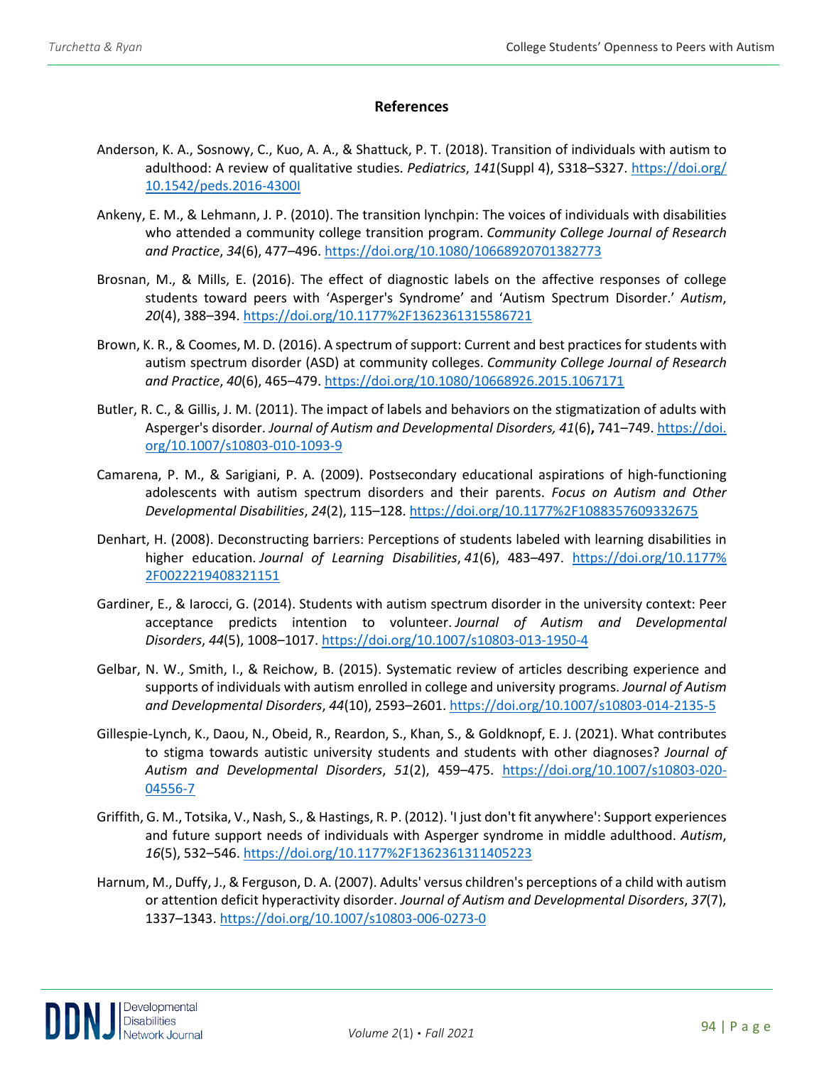## References

Anderson, K. A., Sosnowy, C., Kuo, A. A., & Shattuck, P. T. (2018). Transition of individuals with autism to adulthood: A review of qualitative studies. *Pediatrics*, *141*(Suppl 4), S318–S327. https://doi.org/10.1542/peds.2016-4300I

Ankeny, E. M., & Lehmann, J. P. (2010). The transition lynchpin: The voices of individuals with disabilities who attended a community college transition program. *Community College Journal of Research and Practice*, *34*(6), 477–496. https://doi.org/10.1080/10668920701382773

Brosnan, M., & Mills, E. (2016). The effect of diagnostic labels on the affective responses of college students toward peers with 'Asperger's Syndrome' and 'Autism Spectrum Disorder.' *Autism*, *20*(4), 388–394. https://doi.org/10.1177%2F1362361315586721

Brown, K. R., & Coomes, M. D. (2016). A spectrum of support: Current and best practices for students with autism spectrum disorder (ASD) at community colleges. *Community College Journal of Research and Practice*, *40*(6), 465–479. https://doi.org/10.1080/10668926.2015.1067171

Butler, R. C., & Gillis, J. M. (2011). The impact of labels and behaviors on the stigmatization of adults with Asperger's disorder. *Journal of Autism and Developmental Disorders, 41*(6)**,** 741–749. https://doi.org/10.1007/s10803-010-1093-9

Camarena, P. M., & Sarigiani, P. A. (2009). Postsecondary educational aspirations of high-functioning adolescents with autism spectrum disorders and their parents. *Focus on Autism and Other Developmental Disabilities*, *24*(2), 115–128. https://doi.org/10.1177%2F1088357609332675

Denhart, H. (2008). Deconstructing barriers: Perceptions of students labeled with learning disabilities in higher education. *Journal of Learning Disabilities*, *41*(6), 483–497. https://doi.org/10.1177%2F0022219408321151

Gardiner, E., & Iarocci, G. (2014). Students with autism spectrum disorder in the university context: Peer acceptance predicts intention to volunteer. *Journal of Autism and Developmental Disorders*, *44*(5), 1008–1017. https://doi.org/10.1007/s10803-013-1950-4

Gelbar, N. W., Smith, I., & Reichow, B. (2015). Systematic review of articles describing experience and supports of individuals with autism enrolled in college and university programs. *Journal of Autism and Developmental Disorders*, *44*(10), 2593–2601. https://doi.org/10.1007/s10803-014-2135-5

Gillespie-Lynch, K., Daou, N., Obeid, R., Reardon, S., Khan, S., & Goldknopf, E. J. (2021). What contributes to stigma towards autistic university students and students with other diagnoses? *Journal of Autism and Developmental Disorders*, *51*(2), 459–475. https://doi.org/10.1007/s10803-020-04556-7

Griffith, G. M., Totsika, V., Nash, S., & Hastings, R. P. (2012). 'I just don't fit anywhere': Support experiences and future support needs of individuals with Asperger syndrome in middle adulthood. *Autism*, *16*(5), 532–546. https://doi.org/10.1177%2F1362361311405223

Harnum, M., Duffy, J., & Ferguson, D. A. (2007). Adults' versus children's perceptions of a child with autism or attention deficit hyperactivity disorder. *Journal of Autism and Developmental Disorders*, *37*(7), 1337–1343. https://doi.org/10.1007/s10803-006-0273-0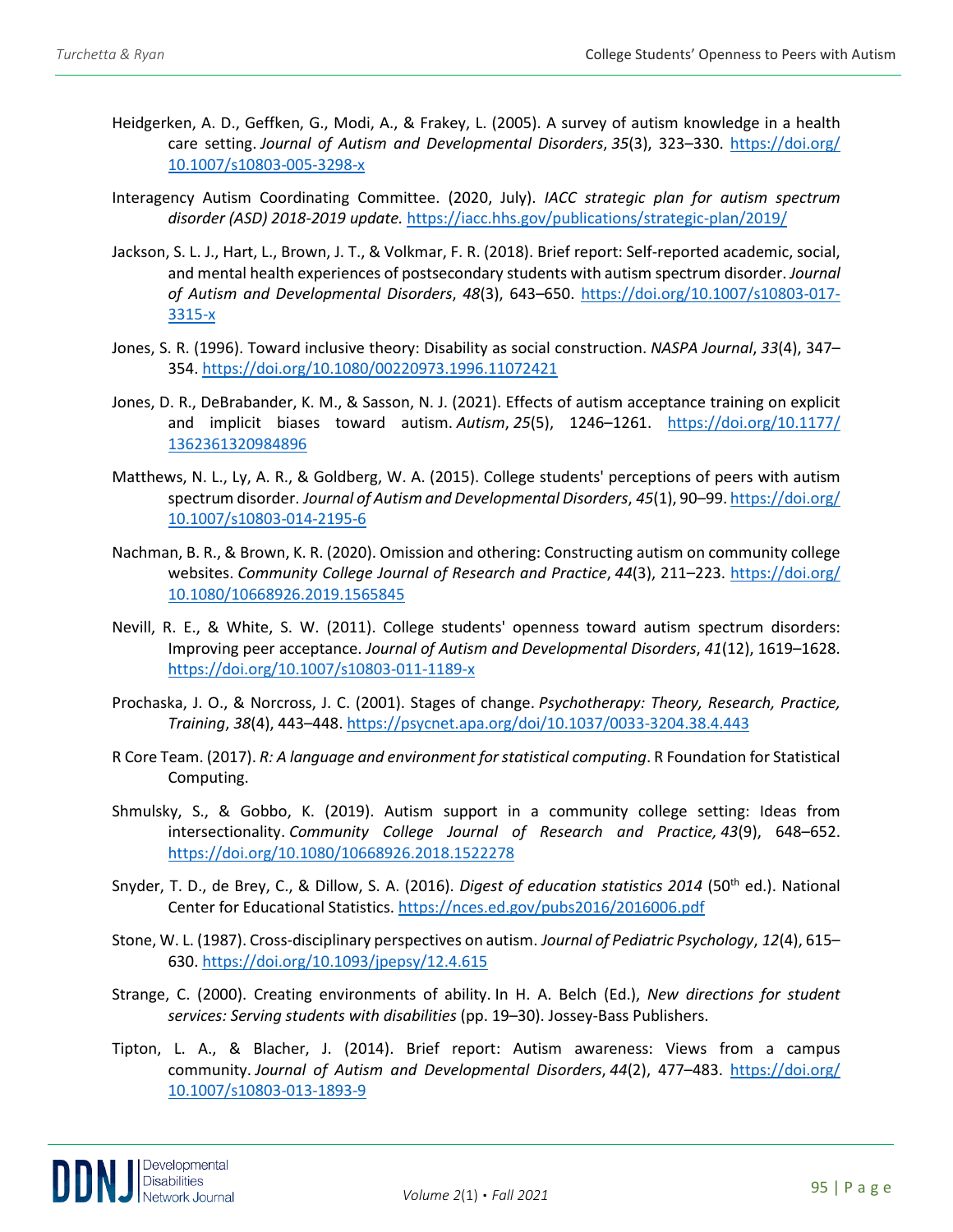Heidgerken, A. D., Geffken, G., Modi, A., & Frakey, L. (2005). A survey of autism knowledge in a health care setting. *Journal of Autism and Developmental Disorders*, *35*(3), 323–330. https://doi.org/10.1007/s10803-005-3298-x

Interagency Autism Coordinating Committee. (2020, July). *IACC strategic plan for autism spectrum disorder (ASD) 2018-2019 update.* https://iacc.hhs.gov/publications/strategic-plan/2019/

Jackson, S. L. J., Hart, L., Brown, J. T., & Volkmar, F. R. (2018). Brief report: Self-reported academic, social, and mental health experiences of postsecondary students with autism spectrum disorder. *Journal of Autism and Developmental Disorders*, *48*(3), 643–650. https://doi.org/10.1007/s10803-017-3315-x

Jones, S. R. (1996). Toward inclusive theory: Disability as social construction. *NASPA Journal*, *33*(4), 347–354. https://doi.org/10.1080/00220973.1996.11072421

Jones, D. R., DeBrabander, K. M., & Sasson, N. J. (2021). Effects of autism acceptance training on explicit and implicit biases toward autism. *Autism*, *25*(5), 1246–1261. https://doi.org/10.1177/1362361320984896

Matthews, N. L., Ly, A. R., & Goldberg, W. A. (2015). College students' perceptions of peers with autism spectrum disorder. *Journal of Autism and Developmental Disorders*, *45*(1), 90–99. https://doi.org/10.1007/s10803-014-2195-6

Nachman, B. R., & Brown, K. R. (2020). Omission and othering: Constructing autism on community college websites. *Community College Journal of Research and Practice*, *44*(3), 211–223. https://doi.org/10.1080/10668926.2019.1565845

Nevill, R. E., & White, S. W. (2011). College students' openness toward autism spectrum disorders: Improving peer acceptance. *Journal of Autism and Developmental Disorders*, *41*(12), 1619–1628. https://doi.org/10.1007/s10803-011-1189-x

Prochaska, J. O., & Norcross, J. C. (2001). Stages of change. *Psychotherapy: Theory, Research, Practice, Training*, *38*(4), 443–448. https://psycnet.apa.org/doi/10.1037/0033-3204.38.4.443

R Core Team. (2017). *R: A language and environment for statistical computing*. R Foundation for Statistical Computing.

Shmulsky, S., & Gobbo, K. (2019). Autism support in a community college setting: Ideas from intersectionality. *Community College Journal of Research and Practice,* *43*(9), 648–652. https://doi.org/10.1080/10668926.2018.1522278

Snyder, T. D., de Brey, C., & Dillow, S. A. (2016). *Digest of education statistics 2014* (50th ed.). National Center for Educational Statistics. https://nces.ed.gov/pubs2016/2016006.pdf

Stone, W. L. (1987). Cross-disciplinary perspectives on autism. *Journal of Pediatric Psychology*, *12*(4), 615–630. https://doi.org/10.1093/jpepsy/12.4.615

Strange, C. (2000). Creating environments of ability. In H. A. Belch (Ed.), *New directions for student services: Serving students with disabilities* (pp. 19–30). Jossey-Bass Publishers.

Tipton, L. A., & Blacher, J. (2014). Brief report: Autism awareness: Views from a campus community. *Journal of Autism and Developmental Disorders*, *44*(2), 477–483. https://doi.org/10.1007/s10803-013-1893-9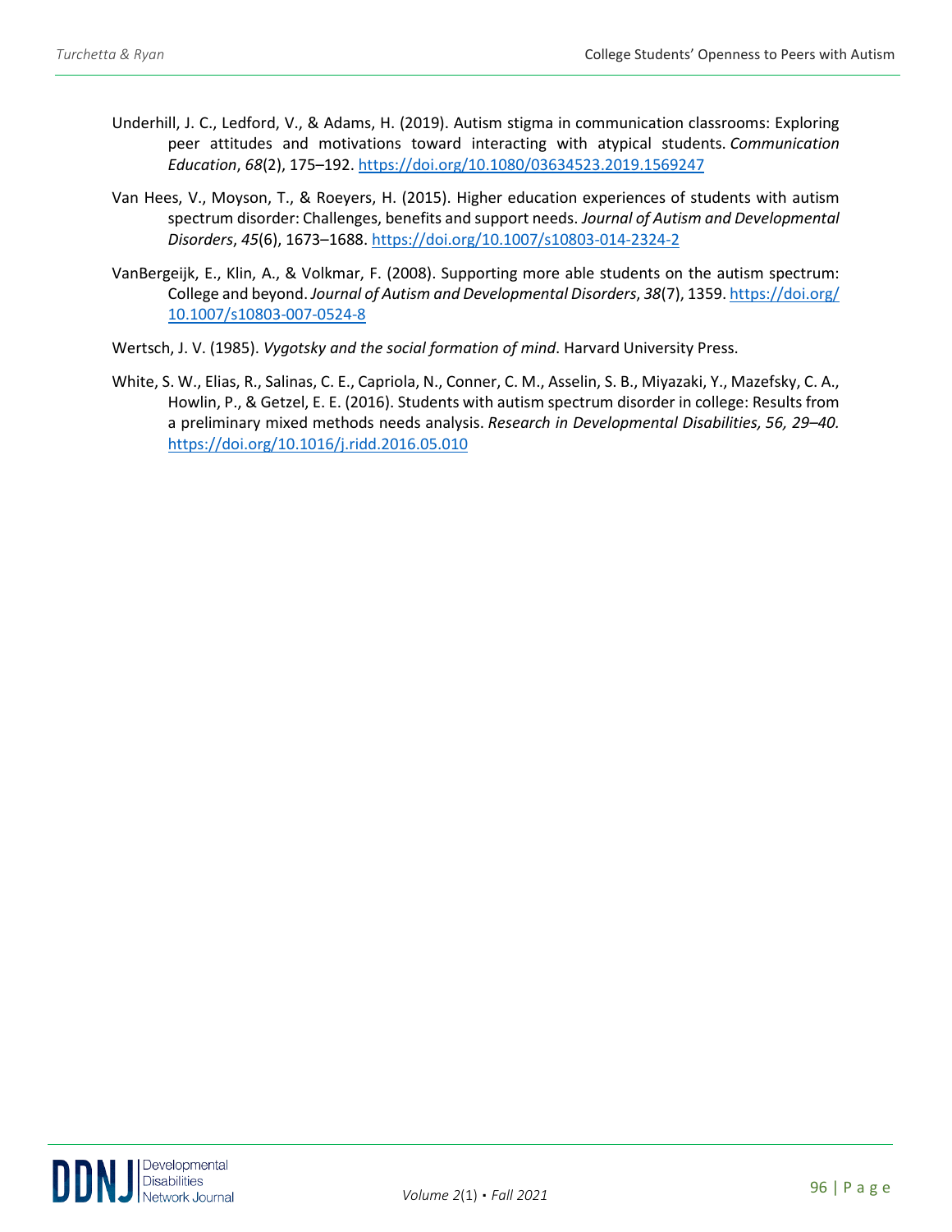Underhill, J. C., Ledford, V., & Adams, H. (2019). Autism stigma in communication classrooms: Exploring peer attitudes and motivations toward interacting with atypical students. *Communication Education*, *68*(2), 175–192. https://doi.org/10.1080/03634523.2019.1569247

Van Hees, V., Moyson, T., & Roeyers, H. (2015). Higher education experiences of students with autism spectrum disorder: Challenges, benefits and support needs. *Journal of Autism and Developmental Disorders*, *45*(6), 1673–1688. https://doi.org/10.1007/s10803-014-2324-2

VanBergeijk, E., Klin, A., & Volkmar, F. (2008). Supporting more able students on the autism spectrum: College and beyond. *Journal of Autism and Developmental Disorders*, *38*(7), 1359. https://doi.org/10.1007/s10803-007-0524-8

Wertsch, J. V. (1985). *Vygotsky and the social formation of mind*. Harvard University Press.

White, S. W., Elias, R., Salinas, C. E., Capriola, N., Conner, C. M., Asselin, S. B., Miyazaki, Y., Mazefsky, C. A., Howlin, P., & Getzel, E. E. (2016). Students with autism spectrum disorder in college: Results from a preliminary mixed methods needs analysis. *Research in Developmental Disabilities, 56, 29–40.* https://doi.org/10.1016/j.ridd.2016.05.010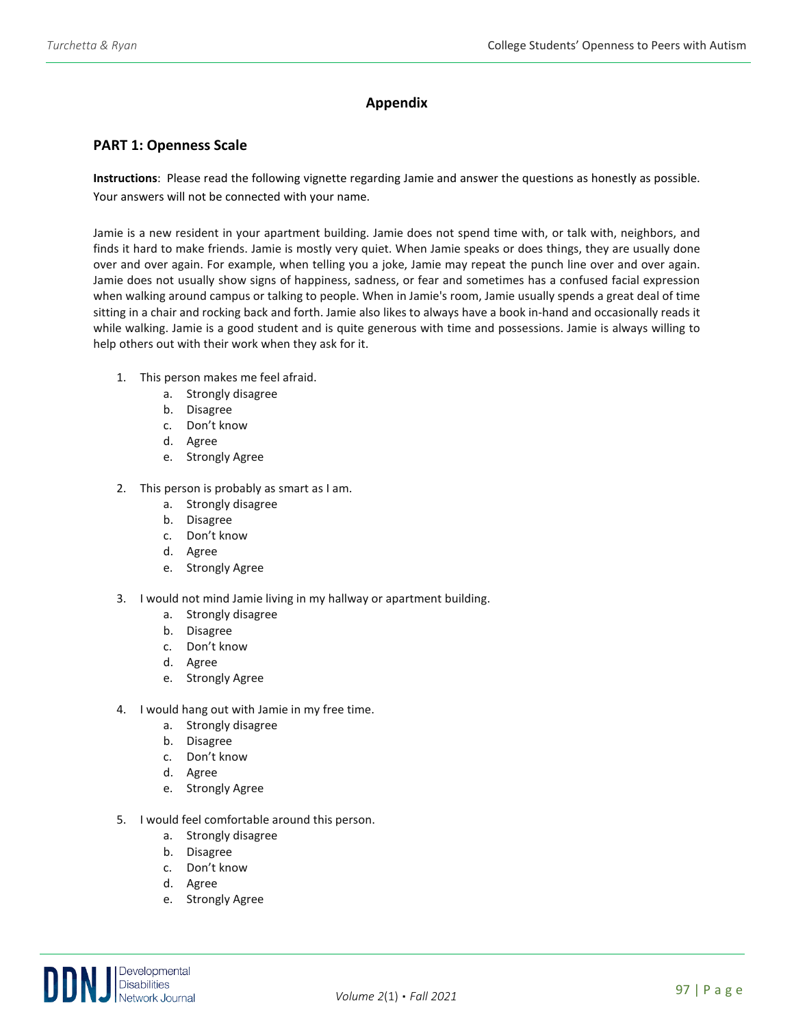## Appendix

### PART 1: Openness Scale

**Instructions**: Please read the following vignette regarding Jamie and answer the questions as honestly as possible. Your answers will not be connected with your name.

Jamie is a new resident in your apartment building. Jamie does not spend time with, or talk with, neighbors, and finds it hard to make friends. Jamie is mostly very quiet. When Jamie speaks or does things, they are usually done over and over again. For example, when telling you a joke, Jamie may repeat the punch line over and over again. Jamie does not usually show signs of happiness, sadness, or fear and sometimes has a confused facial expression when walking around campus or talking to people. When in Jamie's room, Jamie usually spends a great deal of time sitting in a chair and rocking back and forth. Jamie also likes to always have a book in-hand and occasionally reads it while walking. Jamie is a good student and is quite generous with time and possessions. Jamie is always willing to help others out with their work when they ask for it.

1. This person makes me feel afraid.
    a. Strongly disagree
    b. Disagree
    c. Don't know
    d. Agree
    e. Strongly Agree
2. This person is probably as smart as I am.
    a. Strongly disagree
    b. Disagree
    c. Don't know
    d. Agree
    e. Strongly Agree
3. I would not mind Jamie living in my hallway or apartment building.
    a. Strongly disagree
    b. Disagree
    c. Don't know
    d. Agree
    e. Strongly Agree
4. I would hang out with Jamie in my free time.
    a. Strongly disagree
    b. Disagree
    c. Don't know
    d. Agree
    e. Strongly Agree
5. I would feel comfortable around this person.
    a. Strongly disagree
    b. Disagree
    c. Don't know
    d. Agree
    e. Strongly Agree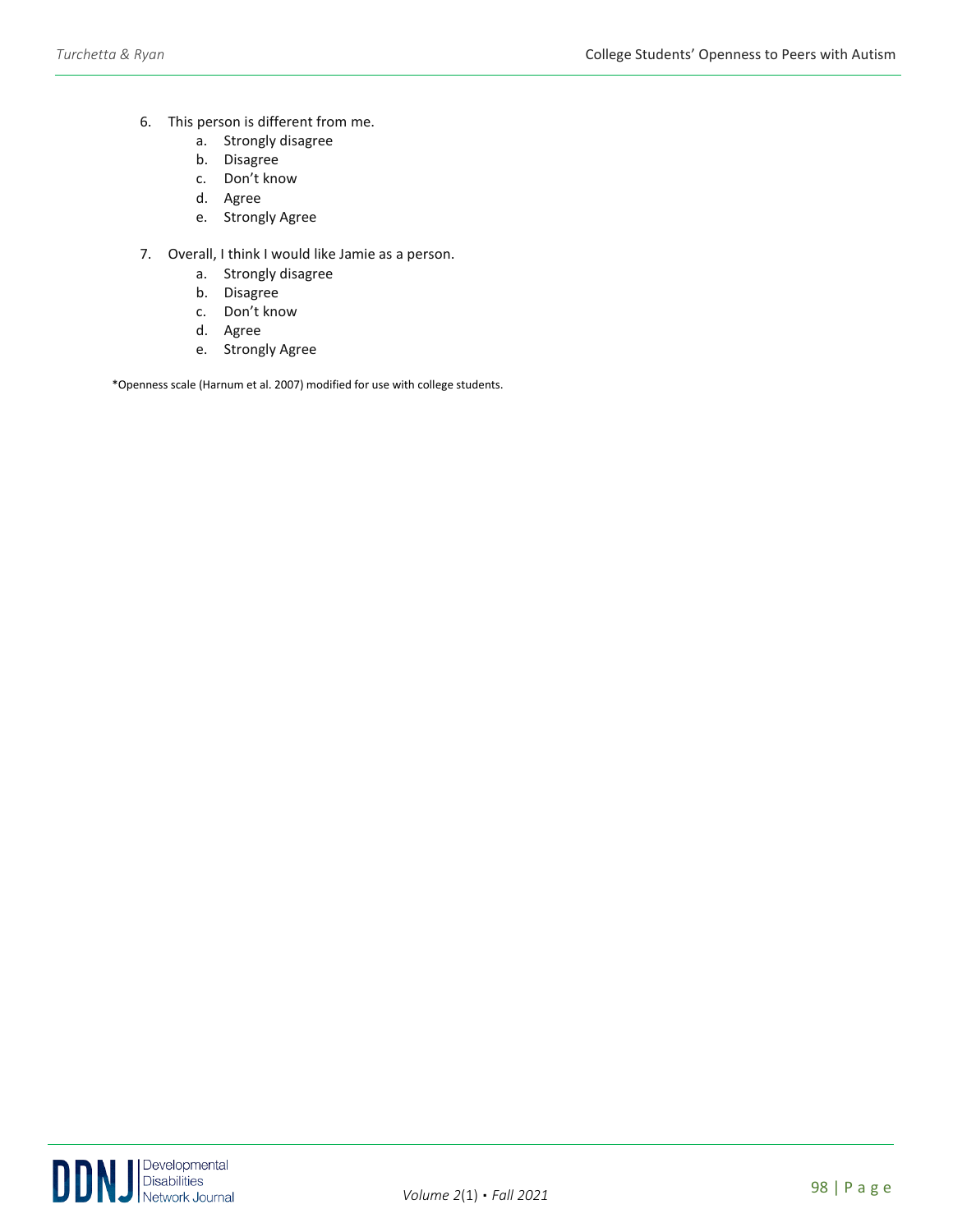6. This person is different from me.
    a. Strongly disagree
    b. Disagree
    c. Don't know
    d. Agree
    e. Strongly Agree

7. Overall, I think I would like Jamie as a person.
    a. Strongly disagree
    b. Disagree
    c. Don't know
    d. Agree
    e. Strongly Agree

*Openness scale (Harnum et al. 2007) modified for use with college students.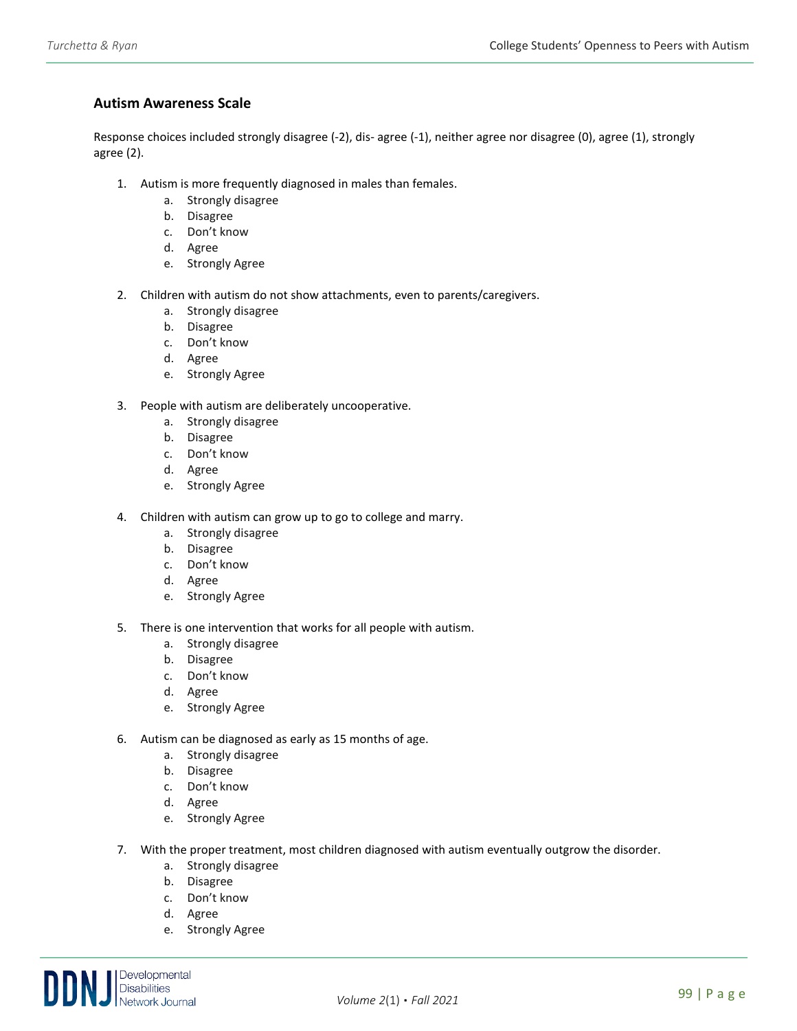### Autism Awareness Scale

Response choices included strongly disagree (-2), dis- agree (-1), neither agree nor disagree (0), agree (1), strongly agree (2).

1. Autism is more frequently diagnosed in males than females.
    a. Strongly disagree
    b. Disagree
    c. Don't know
    d. Agree
    e. Strongly Agree

2. Children with autism do not show attachments, even to parents/caregivers.
    a. Strongly disagree
    b. Disagree
    c. Don't know
    d. Agree
    e. Strongly Agree

3. People with autism are deliberately uncooperative.
    a. Strongly disagree
    b. Disagree
    c. Don't know
    d. Agree
    e. Strongly Agree

4. Children with autism can grow up to go to college and marry.
    a. Strongly disagree
    b. Disagree
    c. Don't know
    d. Agree
    e. Strongly Agree

5. There is one intervention that works for all people with autism.
    a. Strongly disagree
    b. Disagree
    c. Don't know
    d. Agree
    e. Strongly Agree

6. Autism can be diagnosed as early as 15 months of age.
    a. Strongly disagree
    b. Disagree
    c. Don't know
    d. Agree
    e. Strongly Agree

7. With the proper treatment, most children diagnosed with autism eventually outgrow the disorder.
    a. Strongly disagree
    b. Disagree
    c. Don't know
    d. Agree
    e. Strongly Agree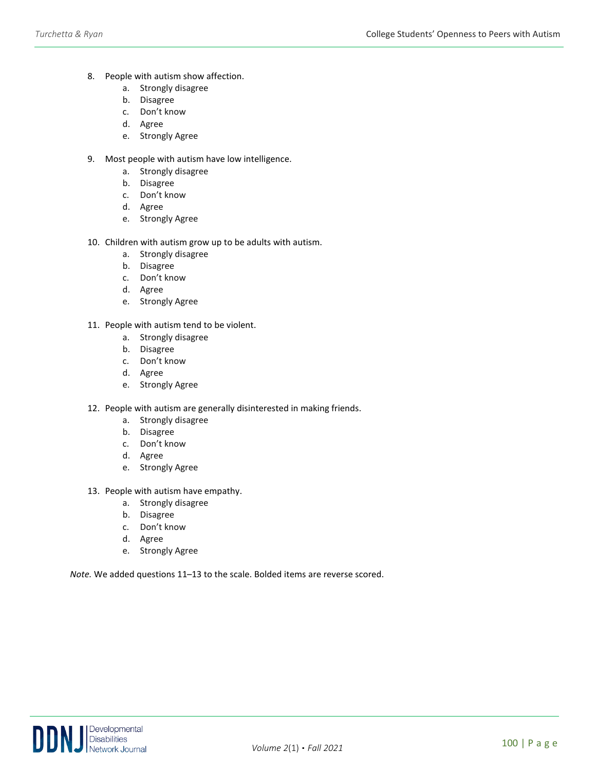8. People with autism show affection.
    a. Strongly disagree
    b. Disagree
    c. Don't know
    d. Agree
    e. Strongly Agree

9. Most people with autism have low intelligence.
    a. Strongly disagree
    b. Disagree
    c. Don't know
    d. Agree
    e. Strongly Agree

10. Children with autism grow up to be adults with autism.
    a. Strongly disagree
    b. Disagree
    c. Don't know
    d. Agree
    e. Strongly Agree

11. People with autism tend to be violent.
    a. Strongly disagree
    b. Disagree
    c. Don't know
    d. Agree
    e. Strongly Agree

12. People with autism are generally disinterested in making friends.
    a. Strongly disagree
    b. Disagree
    c. Don't know
    d. Agree
    e. Strongly Agree

13. People with autism have empathy.
    a. Strongly disagree
    b. Disagree
    c. Don't know
    d. Agree
    e. Strongly Agree

*Note.* We added questions 11–13 to the scale. Bolded items are reverse scored.